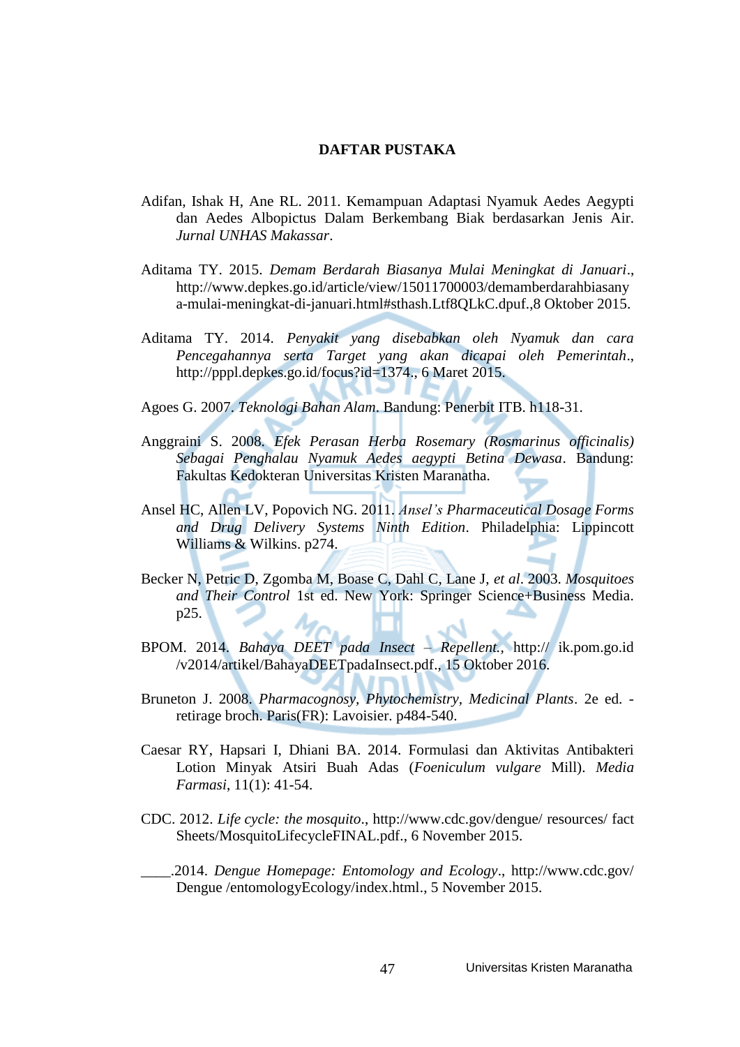# DAFTAR PUSTAKA

Adifan, Ishak H, Ane RL. 2011. Kemampuan Adaptasi Nyamuk Aedes Aegypti dan Aedes Albopictus Dalam Berkembang Biak berdasarkan Jenis Air. *Jurnal UNHAS Makassar*.

Aditama TY. 2015. *Demam Berdarah Biasanya Mulai Meningkat di Januari*., http://www.depkes.go.id/article/view/15011700003/demamberdarahbiasanya-mulai-meningkat-di-januari.html#sthash.Ltf8QLkC.dpuf.,8 Oktober 2015.

Aditama TY. 2014. *Penyakit yang disebabkan oleh Nyamuk dan cara Pencegahannya serta Target yang akan dicapai oleh Pemerintah*., http://pppl.depkes.go.id/focus?id=1374., 6 Maret 2015.

Agoes G. 2007. *Teknologi Bahan Alam*. Bandung: Penerbit ITB. h118-31.

Anggraini S. 2008. *Efek Perasan Herba Rosemary (Rosmarinus officinalis) Sebagai Penghalau Nyamuk Aedes aegypti Betina Dewasa*. Bandung: Fakultas Kedokteran Universitas Kristen Maranatha.

Ansel HC, Allen LV, Popovich NG. 2011. *Ansel's Pharmaceutical Dosage Forms and Drug Delivery Systems Ninth Edition*. Philadelphia: Lippincott Williams & Wilkins. p274.

Becker N, Petric D, Zgomba M, Boase C, Dahl C, Lane J, *et al*. 2003. *Mosquitoes and Their Control* 1st ed. New York: Springer Science+Business Media. p25.

BPOM. 2014. *Bahaya DEET pada Insect – Repellent.*, http:// ik.pom.go.id /v2014/artikel/BahayaDEETpadaInsect.pdf., 15 Oktober 2016.

Bruneton J. 2008. *Pharmacognosy, Phytochemistry, Medicinal Plants*. 2e ed. - retirage broch. Paris(FR): Lavoisier. p484-540.

Caesar RY, Hapsari I, Dhiani BA. 2014. Formulasi dan Aktivitas Antibakteri Lotion Minyak Atsiri Buah Adas (*Foeniculum vulgare* Mill). *Media Farmasi*, 11(1): 41-54.

CDC. 2012. *Life cycle: the mosquito*., http://www.cdc.gov/dengue/ resources/ fact Sheets/MosquitoLifecycleFINAL.pdf., 6 November 2015.

\_\_\_\_.2014. *Dengue Homepage: Entomology and Ecology*., http://www.cdc.gov/ Dengue /entomologyEcology/index.html., 5 November 2015.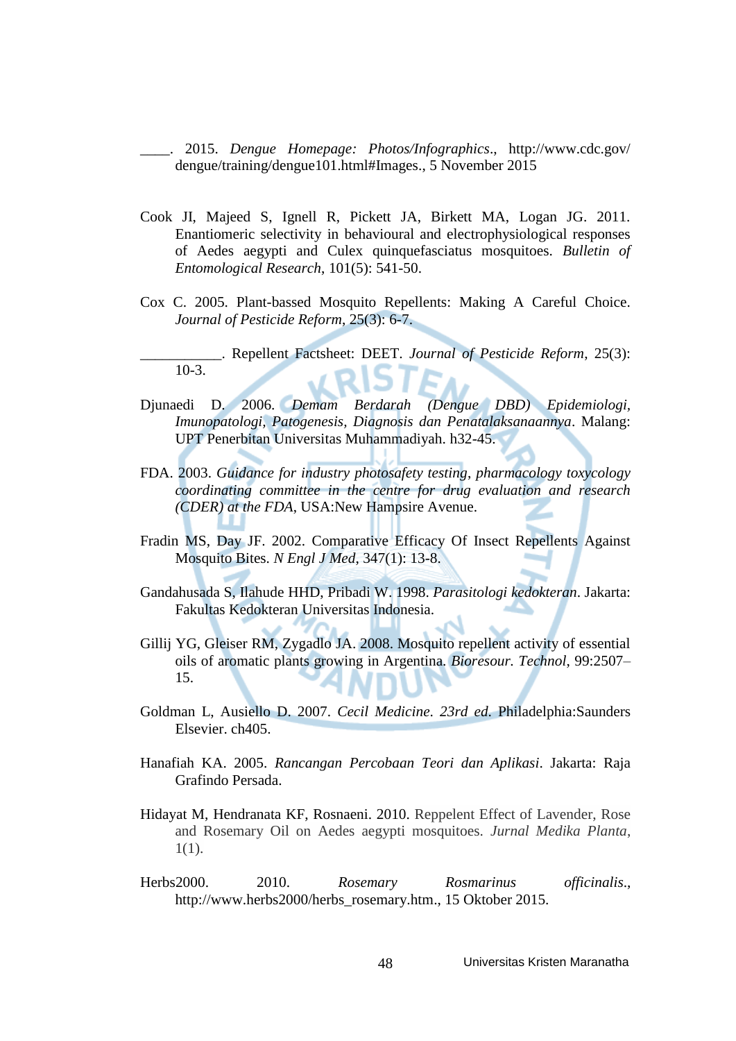____. 2015. *Dengue Homepage: Photos/Infographics*., http://www.cdc.gov/dengue/training/dengue101.html#Images., 5 November 2015

Cook JI, Majeed S, Ignell R, Pickett JA, Birkett MA, Logan JG. 2011. Enantiomeric selectivity in behavioural and electrophysiological responses of Aedes aegypti and Culex quinquefasciatus mosquitoes. *Bulletin of Entomological Research*, 101(5): 541-50.

Cox C. 2005. Plant-bassed Mosquito Repellents: Making A Careful Choice. *Journal of Pesticide Reform*, 25(3): 6-7.

___________. Repellent Factsheet: DEET. *Journal of Pesticide Reform*, 25(3): 10-3.

Djunaedi D. 2006. *Demam Berdarah (Dengue DBD) Epidemiologi, Imunopatologi, Patogenesis, Diagnosis dan Penatalaksanaannya*. Malang: UPT Penerbitan Universitas Muhammadiyah. h32-45.

FDA. 2003. *Guidance for industry photosafety testing, pharmacology toxycology coordinating committee in the centre for drug evaluation and research (CDER) at the FDA*, USA:New Hampsire Avenue.

Fradin MS, Day JF. 2002. Comparative Efficacy Of Insect Repellents Against Mosquito Bites. *N Engl J Med*, 347(1): 13-8.

Gandahusada S, Ilahude HHD, Pribadi W. 1998. *Parasitologi kedokteran*. Jakarta: Fakultas Kedokteran Universitas Indonesia.

Gillij YG, Gleiser RM, Zygadlo JA. 2008. Mosquito repellent activity of essential oils of aromatic plants growing in Argentina. *Bioresour. Technol*, 99:2507–15.

Goldman L, Ausiello D. 2007. *Cecil Medicine. 23rd ed.* Philadelphia:Saunders Elsevier. ch405.

Hanafiah KA. 2005. *Rancangan Percobaan Teori dan Aplikasi*. Jakarta: Raja Grafindo Persada.

Hidayat M, Hendranata KF, Rosnaeni. 2010. Reppelent Effect of Lavender, Rose and Rosemary Oil on Aedes aegypti mosquitoes. *Jurnal Medika Planta*, 1(1).

Herbs2000. 2010. *Rosemary Rosmarinus officinalis*., http://www.herbs2000/herbs_rosemary.htm., 15 Oktober 2015.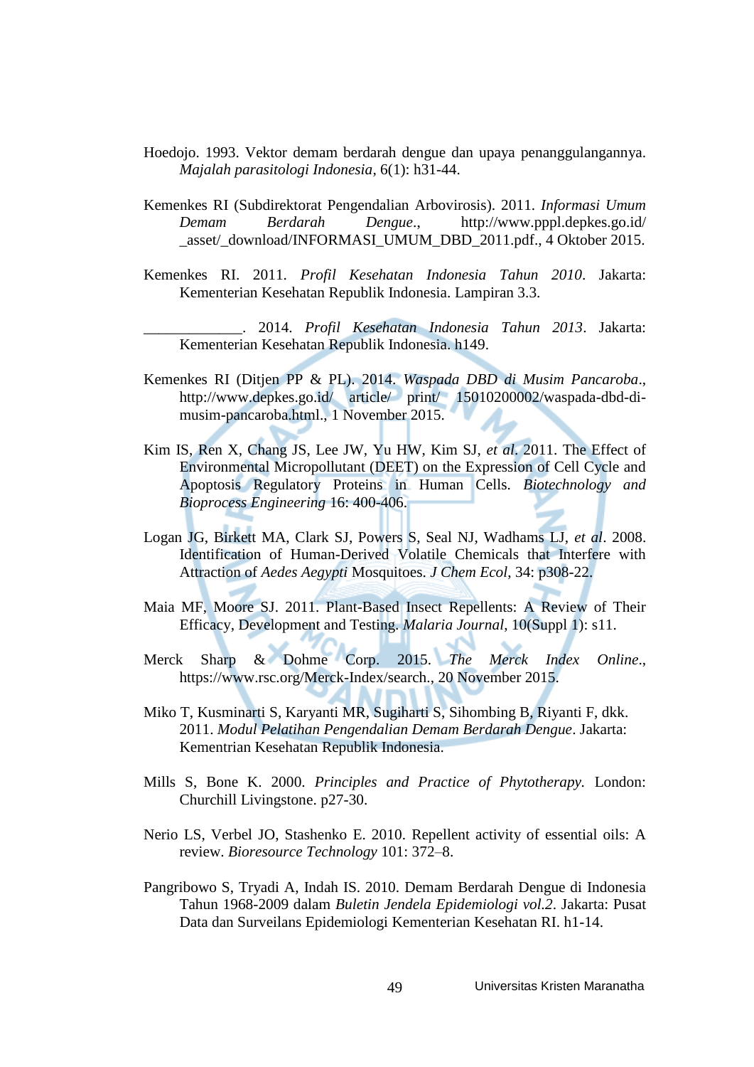Hoedojo. 1993. Vektor demam berdarah dengue dan upaya penanggulangannya. *Majalah parasitologi Indonesia*, 6(1): h31-44.

Kemenkes RI (Subdirektorat Pengendalian Arbovirosis). 2011. *Informasi Umum Demam Berdarah Dengue*., http://www.pppl.depkes.go.id/_asset/_download/INFORMASI_UMUM_DBD_2011.pdf., 4 Oktober 2015.

Kemenkes RI. 2011. *Profil Kesehatan Indonesia Tahun 2010*. Jakarta: Kementerian Kesehatan Republik Indonesia. Lampiran 3.3.

_____________. 2014. *Profil Kesehatan Indonesia Tahun 2013*. Jakarta: Kementerian Kesehatan Republik Indonesia. h149.

Kemenkes RI (Ditjen PP & PL). 2014. *Waspada DBD di Musim Pancaroba*., http://www.depkes.go.id/ article/ print/ 15010200002/waspada-dbd-di-musim-pancaroba.html., 1 November 2015.

Kim IS, Ren X, Chang JS, Lee JW, Yu HW, Kim SJ, *et al*. 2011. The Effect of Environmental Micropollutant (DEET) on the Expression of Cell Cycle and Apoptosis Regulatory Proteins in Human Cells. *Biotechnology and Bioprocess Engineering* 16: 400-406.

Logan JG, Birkett MA, Clark SJ, Powers S, Seal NJ, Wadhams LJ, *et al*. 2008. Identification of Human-Derived Volatile Chemicals that Interfere with Attraction of *Aedes Aegypti* Mosquitoes. *J Chem Ecol*, 34: p308-22.

Maia MF, Moore SJ. 2011. Plant-Based Insect Repellents: A Review of Their Efficacy, Development and Testing. *Malaria Journal*, 10(Suppl 1): s11.

Merck Sharp & Dohme Corp. 2015. *The Merck Index Online*., https://www.rsc.org/Merck-Index/search., 20 November 2015.

Miko T, Kusminarti S, Karyanti MR, Sugiharti S, Sihombing B, Riyanti F, dkk. 2011. *Modul Pelatihan Pengendalian Demam Berdarah Dengue*. Jakarta: Kementrian Kesehatan Republik Indonesia.

Mills S, Bone K. 2000. *Principles and Practice of Phytotherapy*. London: Churchill Livingstone. p27-30.

Nerio LS, Verbel JO, Stashenko E. 2010. Repellent activity of essential oils: A review. *Bioresource Technology* 101: 372–8.

Pangribowo S, Tryadi A, Indah IS. 2010. Demam Berdarah Dengue di Indonesia Tahun 1968-2009 dalam *Buletin Jendela Epidemiologi vol.2*. Jakarta: Pusat Data dan Surveilans Epidemiologi Kementerian Kesehatan RI. h1-14.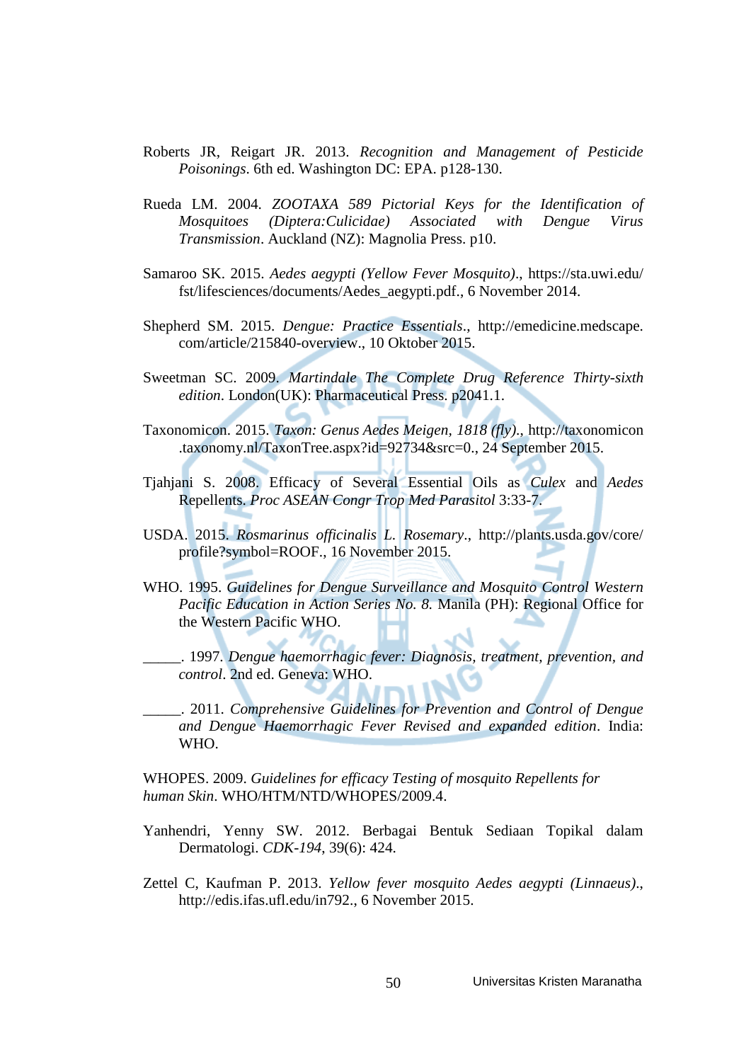Roberts JR, Reigart JR. 2013. *Recognition and Management of Pesticide Poisonings*. 6th ed. Washington DC: EPA. p128-130.

Rueda LM. 2004. *ZOOTAXA 589 Pictorial Keys for the Identification of Mosquitoes (Diptera:Culicidae) Associated with Dengue Virus Transmission*. Auckland (NZ): Magnolia Press. p10.

Samaroo SK. 2015. *Aedes aegypti (Yellow Fever Mosquito)*., https://sta.uwi.edu/fst/lifesciences/documents/Aedes_aegypti.pdf., 6 November 2014.

Shepherd SM. 2015. *Dengue: Practice Essentials*., http://emedicine.medscape.com/article/215840-overview., 10 Oktober 2015.

Sweetman SC. 2009. *Martindale The Complete Drug Reference Thirty-sixth edition*. London(UK): Pharmaceutical Press. p2041.1.

Taxonomicon. 2015. *Taxon: Genus Aedes Meigen, 1818 (fly)*., http://taxonomicon.taxonomy.nl/TaxonTree.aspx?id=92734&src=0., 24 September 2015.

Tjahjani S. 2008. Efficacy of Several Essential Oils as *Culex* and *Aedes* Repellents. *Proc ASEAN Congr Trop Med Parasitol* 3:33-7.

USDA. 2015. *Rosmarinus officinalis L. Rosemary*., http://plants.usda.gov/core/profile?symbol=ROOF., 16 November 2015.

WHO. 1995. *Guidelines for Dengue Surveillance and Mosquito Control Western Pacific Education in Action Series No. 8.* Manila (PH): Regional Office for the Western Pacific WHO.

_____. 1997. *Dengue haemorrhagic fever: Diagnosis, treatment, prevention, and control*. 2nd ed. Geneva: WHO.

_____. 2011. *Comprehensive Guidelines for Prevention and Control of Dengue and Dengue Haemorrhagic Fever Revised and expanded edition*. India: WHO.

WHOPES. 2009. *Guidelines for efficacy Testing of mosquito Repellents for human Skin*. WHO/HTM/NTD/WHOPES/2009.4.

Yanhendri, Yenny SW. 2012. Berbagai Bentuk Sediaan Topikal dalam Dermatologi. *CDK-194*, 39(6): 424.

Zettel C, Kaufman P. 2013. *Yellow fever mosquito Aedes aegypti (Linnaeus)*., http://edis.ifas.ufl.edu/in792., 6 November 2015.